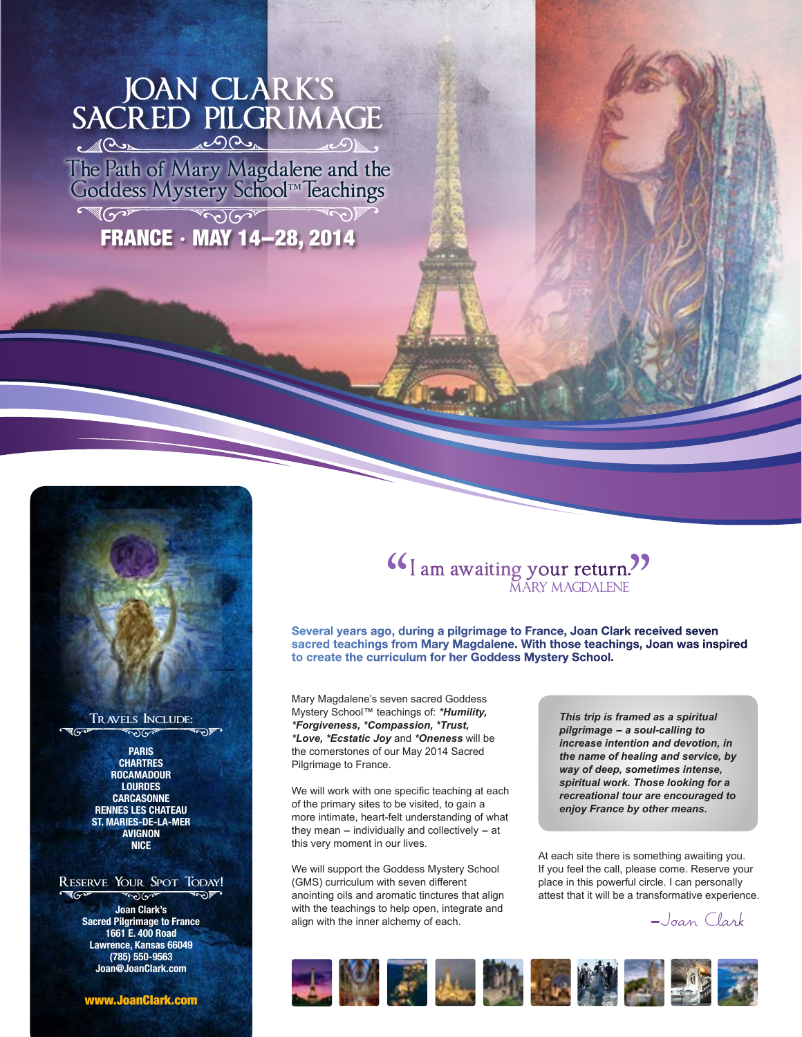# JOAN CLARK'S SACRED PILGRIMAGE

## The Path of Mary Magdalene and the Goddess Mystery School™ Teachings

### FRANCE · MAY 14–28, 2014

"I am awaiting your return."
MARY MAGDALENE

**Several years ago, during a pilgrimage to France, Joan Clark received seven sacred teachings from Mary Magdalene. With those teachings, Joan was inspired to create the curriculum for her Goddess Mystery School.**

Mary Magdalene's seven sacred Goddess Mystery School™ teachings of: ***Humility, *Forgiveness, *Compassion, *Trust, *Love, *Ecstatic Joy** and ***Oneness** will be the cornerstones of our May 2014 Sacred Pilgrimage to France.

We will work with one specific teaching at each of the primary sites to be visited, to gain a more intimate, heart-felt understanding of what they mean – individually and collectively – at this very moment in our lives.

We will support the Goddess Mystery School (GMS) curriculum with seven different anointing oils and aromatic tinctures that align with the teachings to help open, integrate and align with the inner alchemy of each.

***This trip is framed as a spiritual pilgrimage – a soul-calling to increase intention and devotion, in the name of healing and service, by way of deep, sometimes intense, spiritual work. Those looking for a recreational tour are encouraged to enjoy France by other means.***

At each site there is something awaiting you. If you feel the call, please come. Reserve your place in this powerful circle. I can personally attest that it will be a transformative experience.

–Joan Clark

### Travels Include:

**PARIS**
**CHARTRES**
**ROCAMADOUR**
**LOURDES**
**CARCASONNE**
**RENNES LES CHATEAU**
**ST. MARIES-DE-LA-MER**
**AVIGNON**
**NICE**

### Reserve Your Spot Today!

**Joan Clark's**
**Sacred Pilgrimage to France**
**1661 E. 400 Road**
**Lawrence, Kansas 66049**
**(785) 550-9563**
**Joan@JoanClark.com**

**www.JoanClark.com**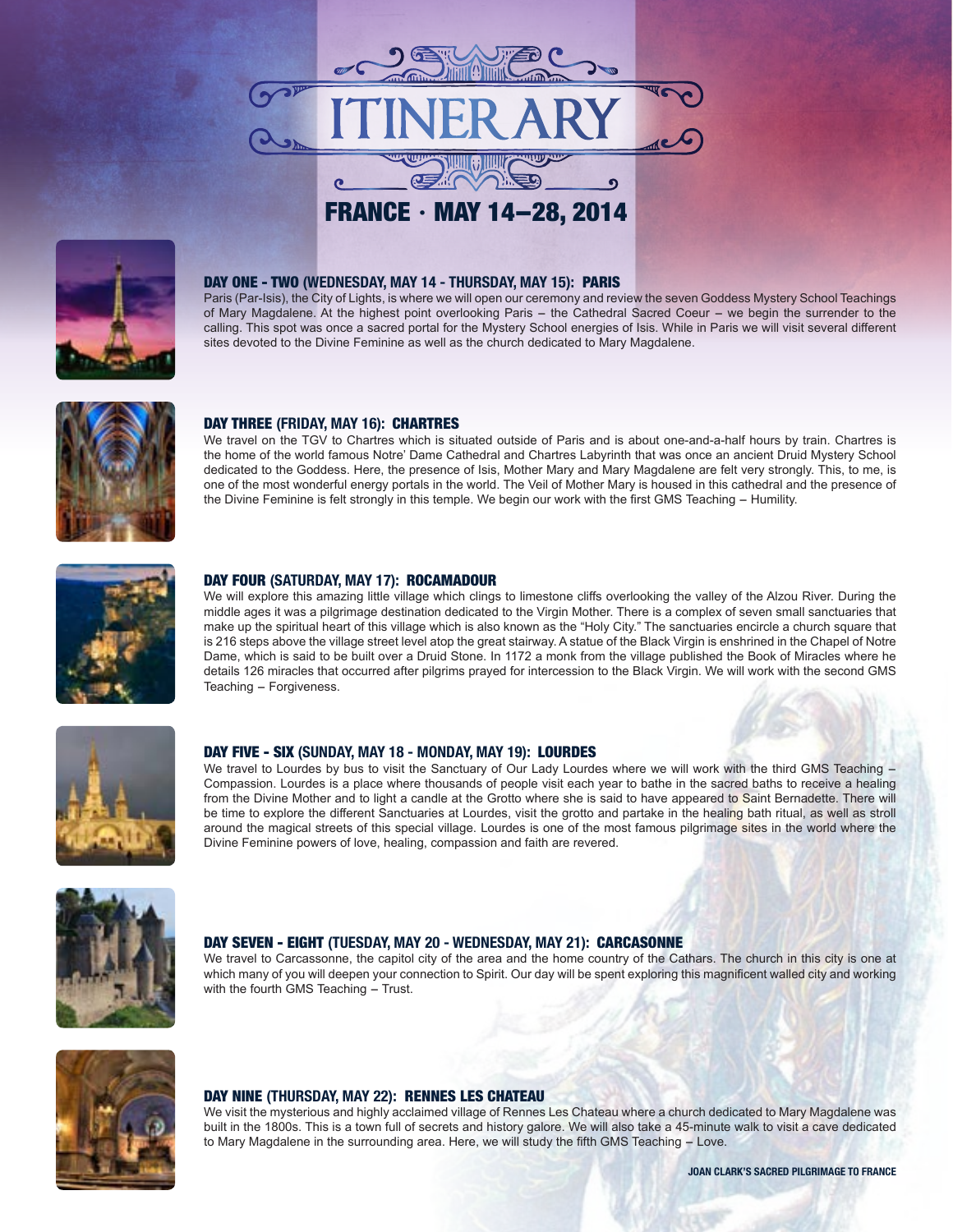# ITINERARY

## FRANCE · MAY 14–28, 2014

### DAY ONE - TWO (WEDNESDAY, MAY 14 - THURSDAY, MAY 15): PARIS

Paris (Par-Isis), the City of Lights, is where we will open our ceremony and review the seven Goddess Mystery School Teachings of Mary Magdalene. At the highest point overlooking Paris – the Cathedral Sacred Coeur – we begin the surrender to the calling. This spot was once a sacred portal for the Mystery School energies of Isis. While in Paris we will visit several different sites devoted to the Divine Feminine as well as the church dedicated to Mary Magdalene.

### DAY THREE (FRIDAY, MAY 16): CHARTRES

We travel on the TGV to Chartres which is situated outside of Paris and is about one-and-a-half hours by train. Chartres is the home of the world famous Notre' Dame Cathedral and Chartres Labyrinth that was once an ancient Druid Mystery School dedicated to the Goddess. Here, the presence of Isis, Mother Mary and Mary Magdalene are felt very strongly. This, to me, is one of the most wonderful energy portals in the world. The Veil of Mother Mary is housed in this cathedral and the presence of the Divine Feminine is felt strongly in this temple. We begin our work with the first GMS Teaching – Humility.

### DAY FOUR (SATURDAY, MAY 17): ROCAMADOUR

We will explore this amazing little village which clings to limestone cliffs overlooking the valley of the Alzou River. During the middle ages it was a pilgrimage destination dedicated to the Virgin Mother. There is a complex of seven small sanctuaries that make up the spiritual heart of this village which is also known as the "Holy City." The sanctuaries encircle a church square that is 216 steps above the village street level atop the great stairway. A statue of the Black Virgin is enshrined in the Chapel of Notre Dame, which is said to be built over a Druid Stone. In 1172 a monk from the village published the Book of Miracles where he details 126 miracles that occurred after pilgrims prayed for intercession to the Black Virgin. We will work with the second GMS Teaching – Forgiveness.

### DAY FIVE - SIX (SUNDAY, MAY 18 - MONDAY, MAY 19): LOURDES

We travel to Lourdes by bus to visit the Sanctuary of Our Lady Lourdes where we will work with the third GMS Teaching – Compassion. Lourdes is a place where thousands of people visit each year to bathe in the sacred baths to receive a healing from the Divine Mother and to light a candle at the Grotto where she is said to have appeared to Saint Bernadette. There will be time to explore the different Sanctuaries at Lourdes, visit the grotto and partake in the healing bath ritual, as well as stroll around the magical streets of this special village. Lourdes is one of the most famous pilgrimage sites in the world where the Divine Feminine powers of love, healing, compassion and faith are revered.

### DAY SEVEN - EIGHT (TUESDAY, MAY 20 - WEDNESDAY, MAY 21): CARCASONNE

We travel to Carcassonne, the capitol city of the area and the home country of the Cathars. The church in this city is one at which many of you will deepen your connection to Spirit. Our day will be spent exploring this magnificent walled city and working with the fourth GMS Teaching – Trust.

### DAY NINE (THURSDAY, MAY 22): RENNES LES CHATEAU

We visit the mysterious and highly acclaimed village of Rennes Les Chateau where a church dedicated to Mary Magdalene was built in the 1800s. This is a town full of secrets and history galore. We will also take a 45-minute walk to visit a cave dedicated to Mary Magdalene in the surrounding area. Here, we will study the fifth GMS Teaching – Love.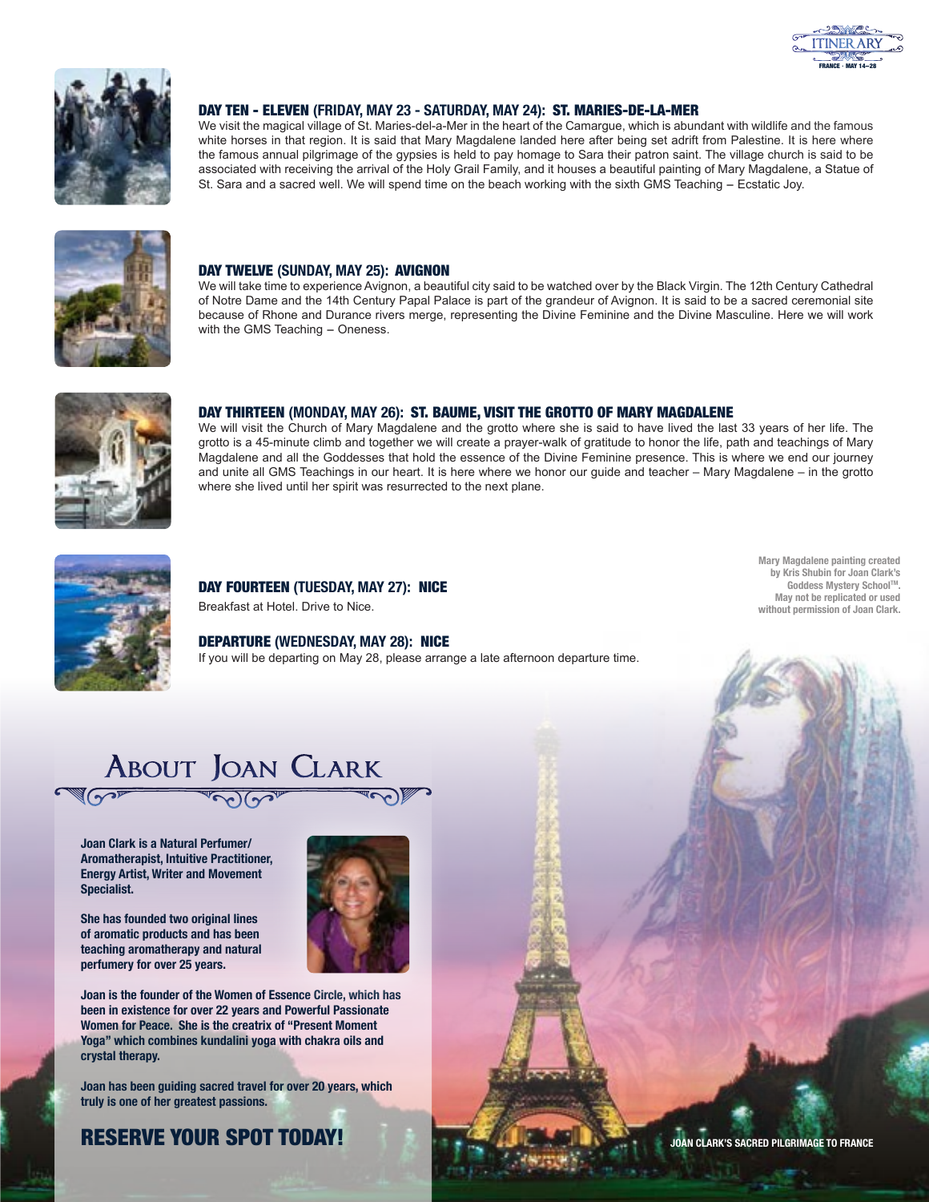### DAY TEN - ELEVEN (FRIDAY, MAY 23 - SATURDAY, MAY 24): ST. MARIES-DE-LA-MER

We visit the magical village of St. Maries-del-a-Mer in the heart of the Camargue, which is abundant with wildlife and the famous white horses in that region. It is said that Mary Magdalene landed here after being set adrift from Palestine. It is here where the famous annual pilgrimage of the gypsies is held to pay homage to Sara their patron saint. The village church is said to be associated with receiving the arrival of the Holy Grail Family, and it houses a beautiful painting of Mary Magdalene, a Statue of St. Sara and a sacred well. We will spend time on the beach working with the sixth GMS Teaching – Ecstatic Joy.

### DAY TWELVE (SUNDAY, MAY 25): AVIGNON

We will take time to experience Avignon, a beautiful city said to be watched over by the Black Virgin. The 12th Century Cathedral of Notre Dame and the 14th Century Papal Palace is part of the grandeur of Avignon. It is said to be a sacred ceremonial site because of Rhone and Durance rivers merge, representing the Divine Feminine and the Divine Masculine. Here we will work with the GMS Teaching – Oneness.

### DAY THIRTEEN (MONDAY, MAY 26): ST. BAUME, VISIT THE GROTTO OF MARY MAGDALENE

We will visit the Church of Mary Magdalene and the grotto where she is said to have lived the last 33 years of her life. The grotto is a 45-minute climb and together we will create a prayer-walk of gratitude to honor the life, path and teachings of Mary Magdalene and all the Goddesses that hold the essence of the Divine Feminine presence. This is where we end our journey and unite all GMS Teachings in our heart. It is here where we honor our guide and teacher – Mary Magdalene – in the grotto where she lived until her spirit was resurrected to the next plane.

### DAY FOURTEEN (TUESDAY, MAY 27): NICE

Breakfast at Hotel. Drive to Nice.

### DEPARTURE (WEDNESDAY, MAY 28): NICE

If you will be departing on May 28, please arrange a late afternoon departure time.

Mary Magdalene painting created by Kris Shubin for Joan Clark's Goddess Mystery School™. May not be replicated or used without permission of Joan Clark.

## About Joan Clark

**Joan Clark is a Natural Perfumer/ Aromatherapist, Intuitive Practitioner, Energy Artist, Writer and Movement Specialist.**

**She has founded two original lines of aromatic products and has been teaching aromatherapy and natural perfumery for over 25 years.**

**Joan is the founder of the Women of Essence Circle, which has been in existence for over 22 years and Powerful Passionate Women for Peace. She is the creatrix of "Present Moment Yoga" which combines kundalini yoga with chakra oils and crystal therapy.**

**Joan has been guiding sacred travel for over 20 years, which truly is one of her greatest passions.**

## RESERVE YOUR SPOT TODAY!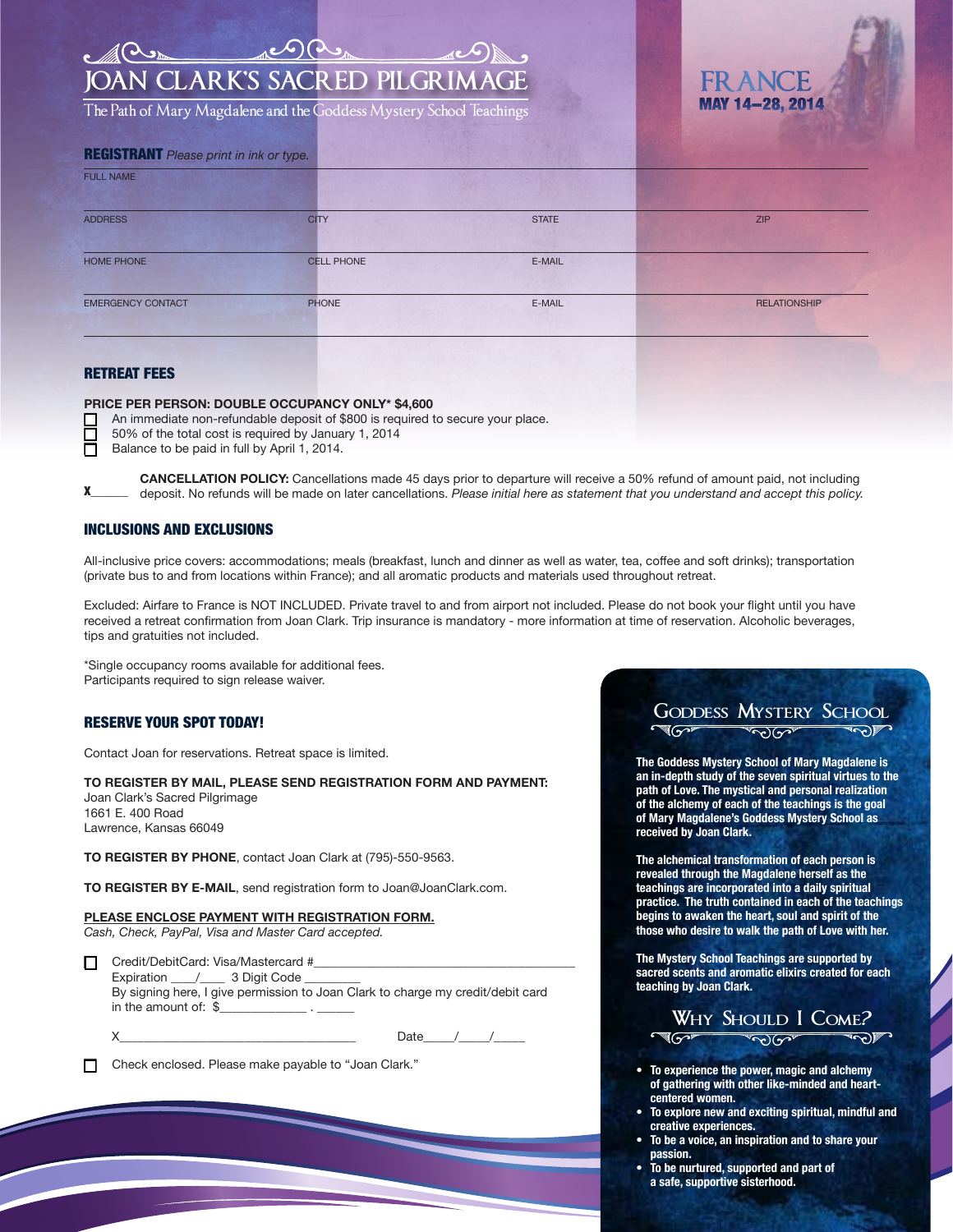# JOAN CLARK'S SACRED PILGRIMAGE

The Path of Mary Magdalene and the Goddess Mystery School Teachings

**FRANCE**
**MAY 14–28, 2014**

**REGISTRANT** *Please print in ink or type.*

| | | | |
|---|---|---|---|
| FULL NAME | | | |
| ADDRESS | CITY | STATE | ZIP |
| HOME PHONE | CELL PHONE | E-MAIL | |
| EMERGENCY CONTACT | PHONE | E-MAIL | RELATIONSHIP |

## RETREAT FEES

**PRICE PER PERSON: DOUBLE OCCUPANCY ONLY* $4,600**

- ☐ An immediate non-refundable deposit of $800 is required to secure your place.
- ☐ 50% of the total cost is required by January 1, 2014
- ☐ Balance to be paid in full by April 1, 2014.

X______ **CANCELLATION POLICY:** Cancellations made 45 days prior to departure will receive a 50% refund of amount paid, not including deposit. No refunds will be made on later cancellations. *Please initial here as statement that you understand and accept this policy.*

## INCLUSIONS AND EXCLUSIONS

All-inclusive price covers: accommodations; meals (breakfast, lunch and dinner as well as water, tea, coffee and soft drinks); transportation (private bus to and from locations within France); and all aromatic products and materials used throughout retreat.

Excluded: Airfare to France is NOT INCLUDED. Private travel to and from airport not included. Please do not book your flight until you have received a retreat confirmation from Joan Clark. Trip insurance is mandatory - more information at time of reservation. Alcoholic beverages, tips and gratuities not included.

*Single occupancy rooms available for additional fees.
Participants required to sign release waiver.

## RESERVE YOUR SPOT TODAY!

Contact Joan for reservations. Retreat space is limited.

**TO REGISTER BY MAIL, PLEASE SEND REGISTRATION FORM AND PAYMENT:**
Joan Clark's Sacred Pilgrimage
1661 E. 400 Road
Lawrence, Kansas 66049

**TO REGISTER BY PHONE**, contact Joan Clark at (795)-550-9563.

**TO REGISTER BY E-MAIL**, send registration form to Joan@JoanClark.com.

**PLEASE ENCLOSE PAYMENT WITH REGISTRATION FORM.**
*Cash, Check, PayPal, Visa and Master Card accepted.*

☐ Credit/DebitCard: Visa/Mastercard #________________________________________
Expiration ____/____ 3 Digit Code ________
By signing here, I give permission to Joan Clark to charge my credit/debit card in the amount of: $_____________ . ______

X____________________________________ Date____/____/_____

☐ Check enclosed. Please make payable to "Joan Clark."

## Goddess Mystery School

**The Goddess Mystery School of Mary Magdalene is an in-depth study of the seven spiritual virtues to the path of Love. The mystical and personal realization of the alchemy of each of the teachings is the goal of Mary Magdalene's Goddess Mystery School as received by Joan Clark.**

**The alchemical transformation of each person is revealed through the Magdalene herself as the teachings are incorporated into a daily spiritual practice. The truth contained in each of the teachings begins to awaken the heart, soul and spirit of the those who desire to walk the path of Love with her.**

**The Mystery School Teachings are supported by sacred scents and aromatic elixirs created for each teaching by Joan Clark.**

## Why Should I Come?

- **To experience the power, magic and alchemy of gathering with other like-minded and heart-centered women.**
- **To explore new and exciting spiritual, mindful and creative experiences.**
- **To be a voice, an inspiration and to share your passion.**
- **To be nurtured, supported and part of a safe, supportive sisterhood.**